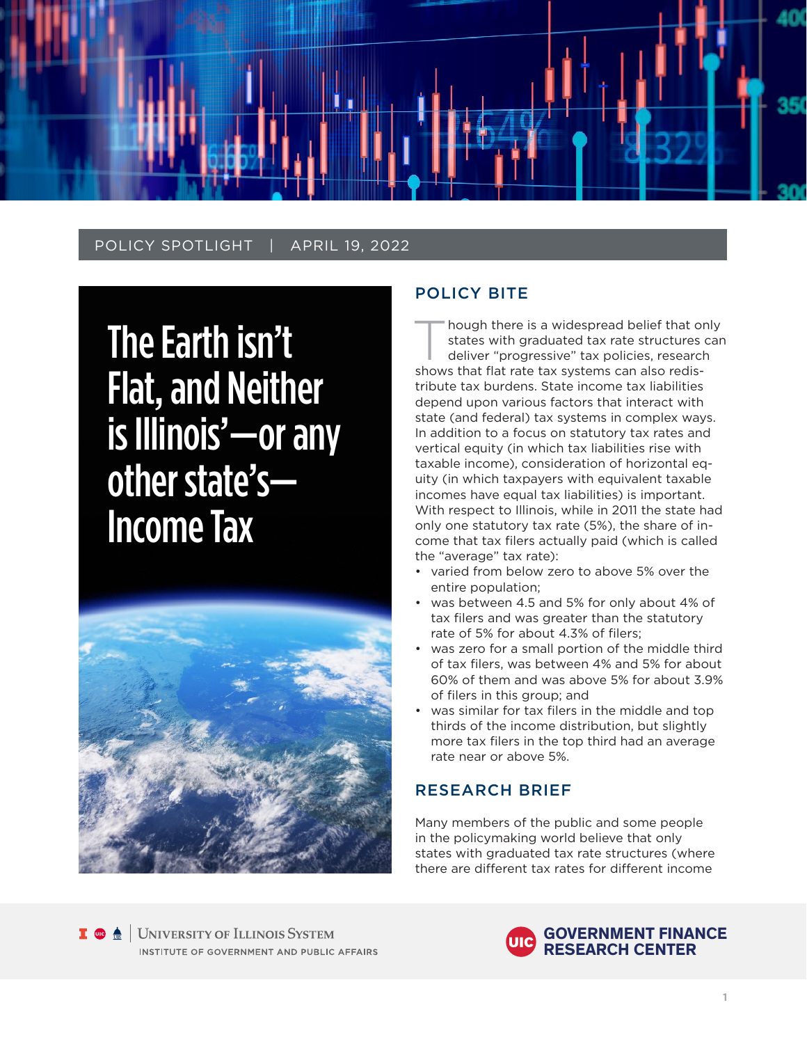POLICY SPOTLIGHT | APRIL 19, 2022

# The Earth isn't Flat, and Neither is Illinois'—or any other state's—Income Tax

## POLICY BITE

Though there is a widespread belief that only states with graduated tax rate structures can deliver "progressive" tax policies, research shows that flat rate tax systems can also redistribute tax burdens. State income tax liabilities depend upon various factors that interact with state (and federal) tax systems in complex ways. In addition to a focus on statutory tax rates and vertical equity (in which tax liabilities rise with taxable income), consideration of horizontal equity (in which taxpayers with equivalent taxable incomes have equal tax liabilities) is important. With respect to Illinois, while in 2011 the state had only one statutory tax rate (5%), the share of income that tax filers actually paid (which is called the "average" tax rate):

- varied from below zero to above 5% over the entire population;
- was between 4.5 and 5% for only about 4% of tax filers and was greater than the statutory rate of 5% for about 4.3% of filers;
- was zero for a small portion of the middle third of tax filers, was between 4% and 5% for about 60% of them and was above 5% for about 3.9% of filers in this group; and
- was similar for tax filers in the middle and top thirds of the income distribution, but slightly more tax filers in the top third had an average rate near or above 5%.

## RESEARCH BRIEF

Many members of the public and some people in the policymaking world believe that only states with graduated tax rate structures (where there are different tax rates for different income

UNIVERSITY OF ILLINOIS SYSTEM
INSTITUTE OF GOVERNMENT AND PUBLIC AFFAIRS

GOVERNMENT FINANCE RESEARCH CENTER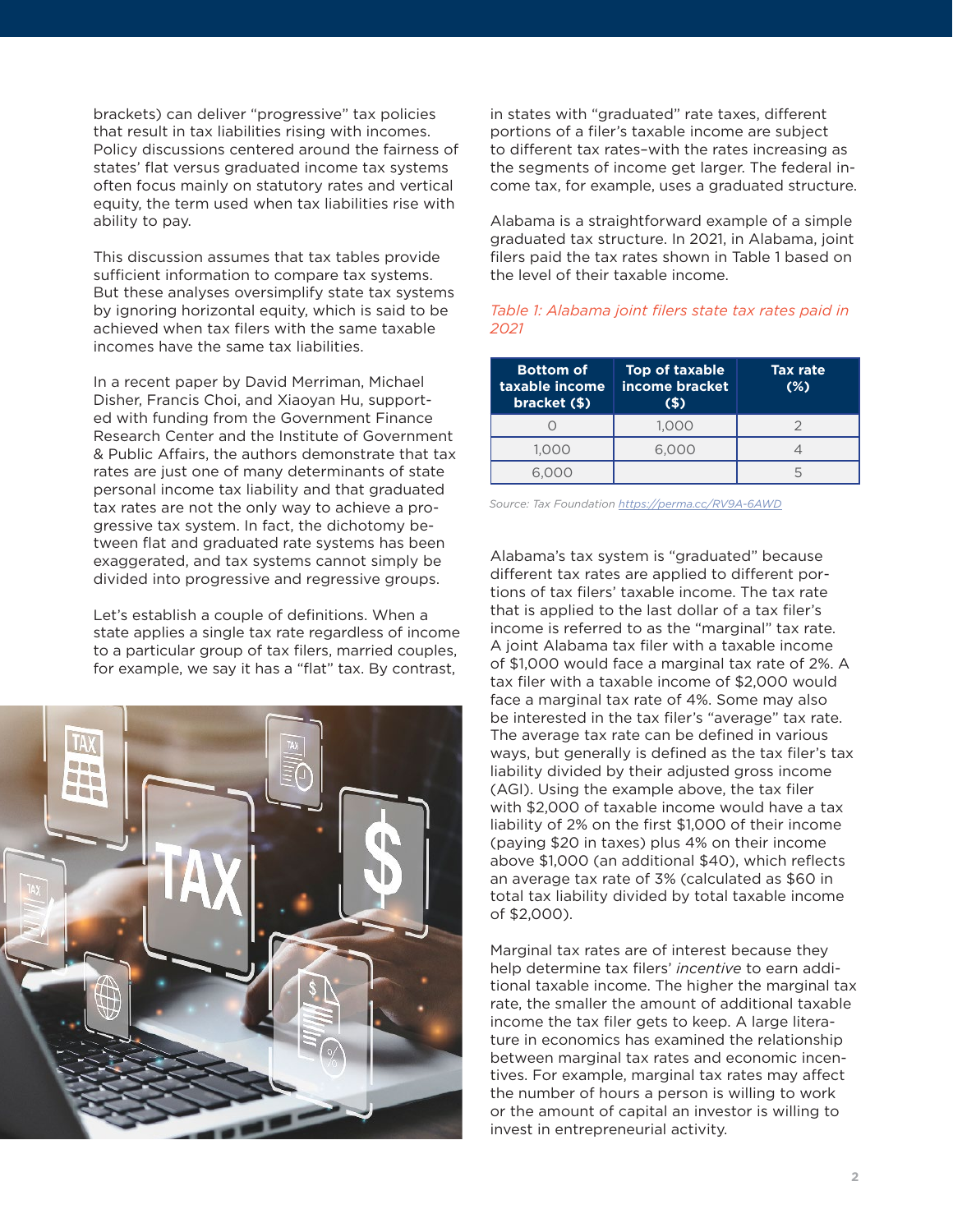brackets) can deliver "progressive" tax policies that result in tax liabilities rising with incomes. Policy discussions centered around the fairness of states' flat versus graduated income tax systems often focus mainly on statutory rates and vertical equity, the term used when tax liabilities rise with ability to pay.

This discussion assumes that tax tables provide sufficient information to compare tax systems. But these analyses oversimplify state tax systems by ignoring horizontal equity, which is said to be achieved when tax filers with the same taxable incomes have the same tax liabilities.

In a recent paper by David Merriman, Michael Disher, Francis Choi, and Xiaoyan Hu, supported with funding from the Government Finance Research Center and the Institute of Government & Public Affairs, the authors demonstrate that tax rates are just one of many determinants of state personal income tax liability and that graduated tax rates are not the only way to achieve a progressive tax system. In fact, the dichotomy between flat and graduated rate systems has been exaggerated, and tax systems cannot simply be divided into progressive and regressive groups.

Let's establish a couple of definitions. When a state applies a single tax rate regardless of income to a particular group of tax filers, married couples, for example, we say it has a "flat" tax. By contrast, in states with "graduated" rate taxes, different portions of a filer's taxable income are subject to different tax rates–with the rates increasing as the segments of income get larger. The federal income tax, for example, uses a graduated structure.

Alabama is a straightforward example of a simple graduated tax structure. In 2021, in Alabama, joint filers paid the tax rates shown in Table 1 based on the level of their taxable income.

*Table 1: Alabama joint filers state tax rates paid in 2021*

| Bottom of taxable income bracket ($) | Top of taxable income bracket ($) | Tax rate (%) |
|---|---|---|
| 0 | 1,000 | 2 |
| 1,000 | 6,000 | 4 |
| 6,000 | | 5 |

*Source: Tax Foundation https://perma.cc/RV9A-6AWD*

Alabama's tax system is "graduated" because different tax rates are applied to different portions of tax filers' taxable income. The tax rate that is applied to the last dollar of a tax filer's income is referred to as the "marginal" tax rate. A joint Alabama tax filer with a taxable income of $1,000 would face a marginal tax rate of 2%. A tax filer with a taxable income of $2,000 would face a marginal tax rate of 4%. Some may also be interested in the tax filer's "average" tax rate. The average tax rate can be defined in various ways, but generally is defined as the tax filer's tax liability divided by their adjusted gross income (AGI). Using the example above, the tax filer with $2,000 of taxable income would have a tax liability of 2% on the first $1,000 of their income (paying $20 in taxes) plus 4% on their income above $1,000 (an additional $40), which reflects an average tax rate of 3% (calculated as $60 in total tax liability divided by total taxable income of $2,000).

Marginal tax rates are of interest because they help determine tax filers' *incentive* to earn additional taxable income. The higher the marginal tax rate, the smaller the amount of additional taxable income the tax filer gets to keep. A large literature in economics has examined the relationship between marginal tax rates and economic incentives. For example, marginal tax rates may affect the number of hours a person is willing to work or the amount of capital an investor is willing to invest in entrepreneurial activity.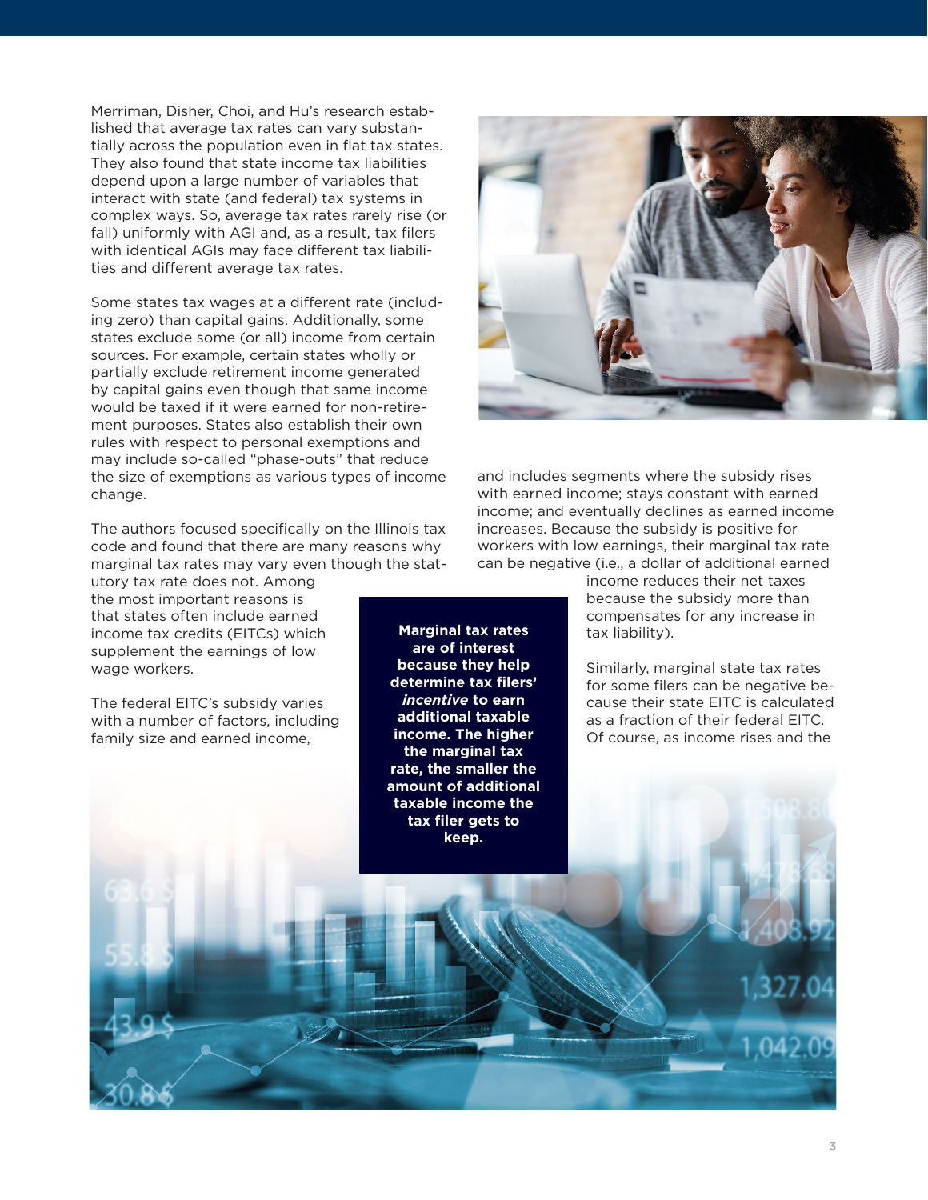Merriman, Disher, Choi, and Hu's research established that average tax rates can vary substantially across the population even in flat tax states. They also found that state income tax liabilities depend upon a large number of variables that interact with state (and federal) tax systems in complex ways. So, average tax rates rarely rise (or fall) uniformly with AGI and, as a result, tax filers with identical AGIs may face different tax liabilities and different average tax rates.

Some states tax wages at a different rate (including zero) than capital gains. Additionally, some states exclude some (or all) income from certain sources. For example, certain states wholly or partially exclude retirement income generated by capital gains even though that same income would be taxed if it were earned for non-retirement purposes. States also establish their own rules with respect to personal exemptions and may include so-called "phase-outs" that reduce the size of exemptions as various types of income change.

The authors focused specifically on the Illinois tax code and found that there are many reasons why marginal tax rates may vary even though the statutory tax rate does not. Among the most important reasons is that states often include earned income tax credits (EITCs) which supplement the earnings of low wage workers.

The federal EITC's subsidy varies with a number of factors, including family size and earned income, and includes segments where the subsidy rises with earned income; stays constant with earned income; and eventually declines as earned income increases. Because the subsidy is positive for workers with low earnings, their marginal tax rate can be negative (i.e., a dollar of additional earned income reduces their net taxes because the subsidy more than compensates for any increase in tax liability).

Similarly, marginal state tax rates for some filers can be negative because their state EITC is calculated as a fraction of their federal EITC. Of course, as income rises and the

**Marginal tax rates are of interest because they help determine tax filers' *incentive* to earn additional taxable income. The higher the marginal tax rate, the smaller the amount of additional taxable income the tax filer gets to keep.**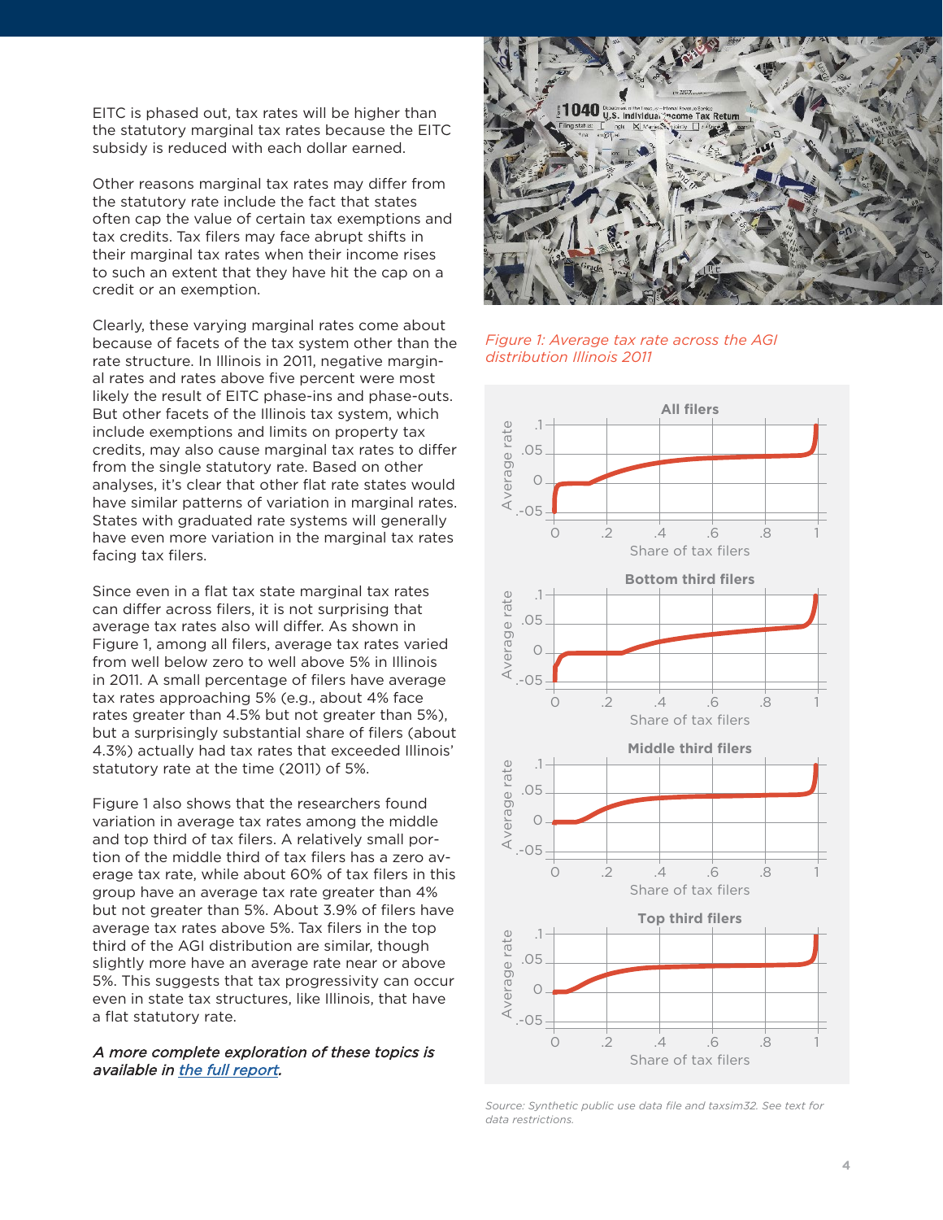EITC is phased out, tax rates will be higher than the statutory marginal tax rates because the EITC subsidy is reduced with each dollar earned.

Other reasons marginal tax rates may differ from the statutory rate include the fact that states often cap the value of certain tax exemptions and tax credits. Tax filers may face abrupt shifts in their marginal tax rates when their income rises to such an extent that they have hit the cap on a credit or an exemption.

Clearly, these varying marginal rates come about because of facets of the tax system other than the rate structure. In Illinois in 2011, negative marginal rates and rates above five percent were most likely the result of EITC phase-ins and phase-outs. But other facets of the Illinois tax system, which include exemptions and limits on property tax credits, may also cause marginal tax rates to differ from the single statutory rate. Based on other analyses, it's clear that other flat rate states would have similar patterns of variation in marginal rates. States with graduated rate systems will generally have even more variation in the marginal tax rates facing tax filers.

Since even in a flat tax state marginal tax rates can differ across filers, it is not surprising that average tax rates also will differ. As shown in Figure 1, among all filers, average tax rates varied from well below zero to well above 5% in Illinois in 2011. A small percentage of filers have average tax rates approaching 5% (e.g., about 4% face rates greater than 4.5% but not greater than 5%), but a surprisingly substantial share of filers (about 4.3%) actually had tax rates that exceeded Illinois' statutory rate at the time (2011) of 5%.

Figure 1 also shows that the researchers found variation in average tax rates among the middle and top third of tax filers. A relatively small portion of the middle third of tax filers has a zero average tax rate, while about 60% of tax filers in this group have an average tax rate greater than 4% but not greater than 5%. About 3.9% of filers have average tax rates above 5%. Tax filers in the top third of the AGI distribution are similar, though slightly more have an average rate near or above 5%. This suggests that tax progressivity can occur even in state tax structures, like Illinois, that have a flat statutory rate.

***A more complete exploration of these topics is available in the full report.***

*Figure 1: Average tax rate across the AGI distribution Illinois 2011*

*Source: Synthetic public use data file and taxsim32. See text for data restrictions.*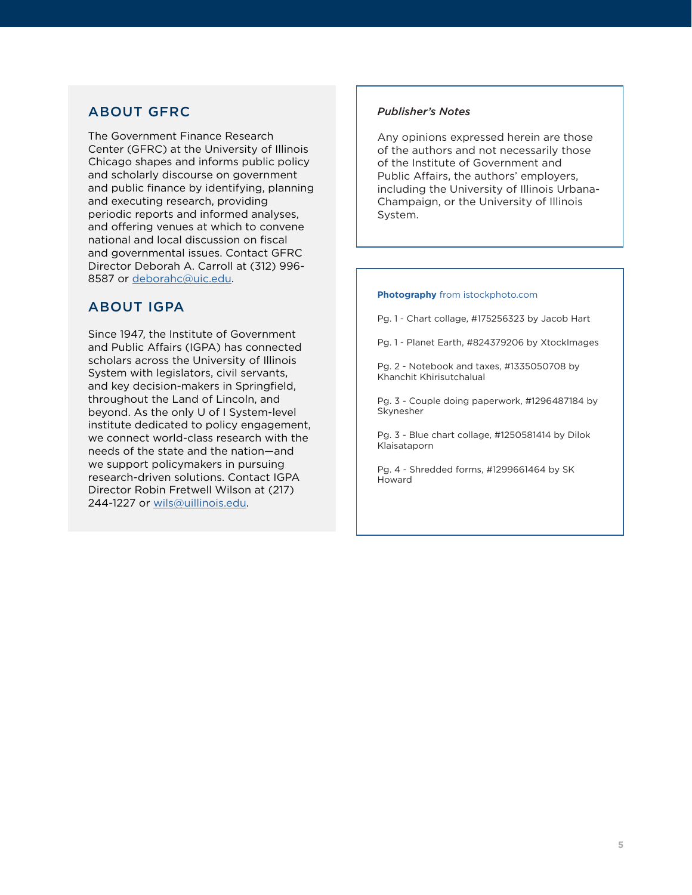## ABOUT GFRC

The Government Finance Research Center (GFRC) at the University of Illinois Chicago shapes and informs public policy and scholarly discourse on government and public finance by identifying, planning and executing research, providing periodic reports and informed analyses, and offering venues at which to convene national and local discussion on fiscal and governmental issues. Contact GFRC Director Deborah A. Carroll at (312) 996-8587 or deborahc@uic.edu.

## ABOUT IGPA

Since 1947, the Institute of Government and Public Affairs (IGPA) has connected scholars across the University of Illinois System with legislators, civil servants, and key decision-makers in Springfield, throughout the Land of Lincoln, and beyond. As the only U of I System-level institute dedicated to policy engagement, we connect world-class research with the needs of the state and the nation—and we support policymakers in pursuing research-driven solutions. Contact IGPA Director Robin Fretwell Wilson at (217) 244-1227 or wils@uillinois.edu.

*Publisher's Notes*

Any opinions expressed herein are those of the authors and not necessarily those of the Institute of Government and Public Affairs, the authors' employers, including the University of Illinois Urbana-Champaign, or the University of Illinois System.

**Photography** from istockphoto.com

Pg. 1 - Chart collage, #175256323 by Jacob Hart

Pg. 1 - Planet Earth, #824379206 by XtockImages

Pg. 2 - Notebook and taxes, #1335050708 by Khanchit Khirisutchalual

Pg. 3 - Couple doing paperwork, #1296487184 by Skynesher

Pg. 3 - Blue chart collage, #1250581414 by Dilok Klaisataporn

Pg. 4 - Shredded forms, #1299661464 by SK Howard